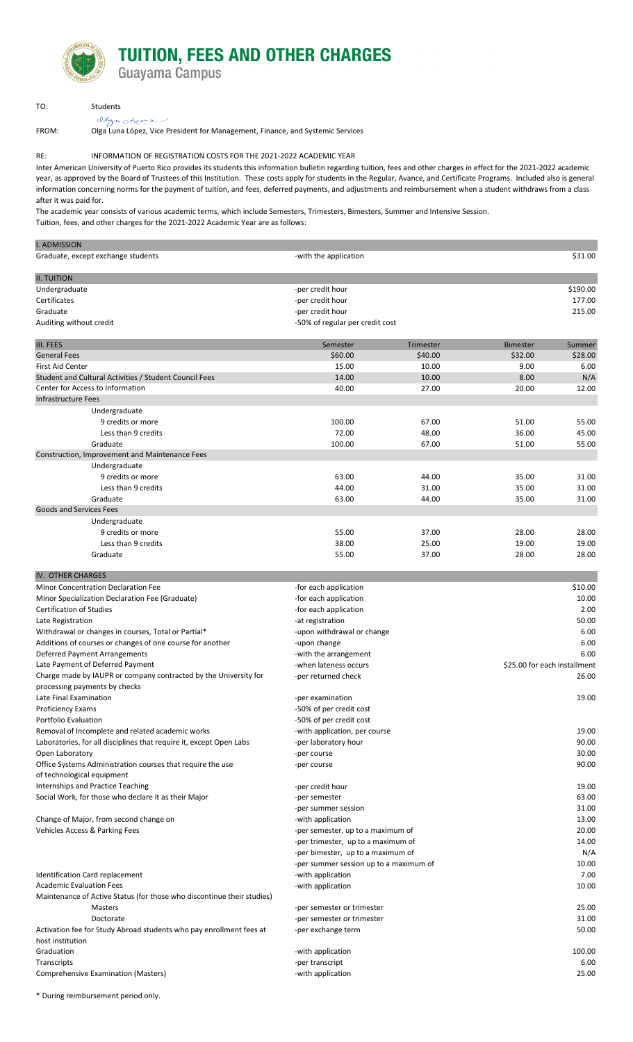# TUITION, FEES AND OTHER CHARGES

## Guayama Campus

TO: Students

FROM: Olga Luna López, Vice President for Management, Finance, and Systemic Services

RE: INFORMATION OF REGISTRATION COSTS FOR THE 2021-2022 ACADEMIC YEAR

Inter American University of Puerto Rico provides its students this information bulletin regarding tuition, fees and other charges in effect for the 2021-2022 academic year, as approved by the Board of Trustees of this Institution. These costs apply for students in the Regular, Avance, and Certificate Programs. Included also is general information concerning norms for the payment of tuition, and fees, deferred payments, and adjustments and reimbursement when a student withdraws from a class after it was paid for.

The academic year consists of various academic terms, which include Semesters, Trimesters, Bimesters, Summer and Intensive Session.

Tuition, fees, and other charges for the 2021-2022 Academic Year are as follows:

| I. ADMISSION | | |
|---|---|---|
| Graduate, except exchange students | -with the application | $31.00 |

| II. TUITION | | |
|---|---|---|
| Undergraduate | -per credit hour | $190.00 |
| Certificates | -per credit hour | 177.00 |
| Graduate | -per credit hour | 215.00 |
| Auditing without credit | -50% of regular per credit cost | |

| III. FEES | Semester | Trimester | Bimester | Summer |
|---|---|---|---|---|
| General Fees | $60.00 | $40.00 | $32.00 | $28.00 |
| First Aid Center | 15.00 | 10.00 | 9.00 | 6.00 |
| Student and Cultural Activities / Student Council Fees | 14.00 | 10.00 | 8.00 | N/A |
| Center for Access to Information | 40.00 | 27.00 | 20.00 | 12.00 |
| Infrastructure Fees | | | | |
| Undergraduate | | | | |
| 9 credits or more | 100.00 | 67.00 | 51.00 | 55.00 |
| Less than 9 credits | 72.00 | 48.00 | 36.00 | 45.00 |
| Graduate | 100.00 | 67.00 | 51.00 | 55.00 |
| Construction, Improvement and Maintenance Fees | | | | |
| Undergraduate | | | | |
| 9 credits or more | 63.00 | 44.00 | 35.00 | 31.00 |
| Less than 9 credits | 44.00 | 31.00 | 35.00 | 31.00 |
| Graduate | 63.00 | 44.00 | 35.00 | 31.00 |
| Goods and Services Fees | | | | |
| Undergraduate | | | | |
| 9 credits or more | 55.00 | 37.00 | 28.00 | 28.00 |
| Less than 9 credits | 38.00 | 25.00 | 19.00 | 19.00 |
| Graduate | 55.00 | 37.00 | 28.00 | 28.00 |

| IV. OTHER CHARGES | | |
|---|---|---|
| Minor Concentration Declaration Fee | -for each application | $10.00 |
| Minor Specialization Declaration Fee (Graduate) | -for each application | 10.00 |
| Certification of Studies | -for each application | 2.00 |
| Late Registration | -at registration | 50.00 |
| Withdrawal or changes in courses, Total or Partial* | -upon withdrawal or change | 6.00 |
| Additions of courses or changes of one course for another | -upon change | 6.00 |
| Deferred Payment Arrangements | -with the arrangement | 6.00 |
| Late Payment of Deferred Payment | -when lateness occurs | $25.00 for each installment |
| Charge made by IAUPR or company contracted by the University for processing payments by checks | -per returned check | 26.00 |
| Late Final Examination | -per examination | 19.00 |
| Proficiency Exams | -50% of per credit cost | |
| Portfolio Evaluation | -50% of per credit cost | |
| Removal of Incomplete and related academic works | -with application, per course | 19.00 |
| Laboratories, for all disciplines that require it, except Open Labs | -per laboratory hour | 90.00 |
| Open Laboratory | -per course | 30.00 |
| Office Systems Administration courses that require the use of technological equipment | -per course | 90.00 |
| Internships and Practice Teaching | -per credit hour | 19.00 |
| Social Work, for those who declare it as their Major | -per semester | 63.00 |
| | -per summer session | 31.00 |
| Change of Major, from second change on | -with application | 13.00 |
| Vehicles Access & Parking Fees | -per semester, up to a maximum of | 20.00 |
| | -per trimester, up to a maximum of | 14.00 |
| | -per bimester, up to a maximum of | N/A |
| | -per summer session up to a maximum of | 10.00 |
| Identification Card replacement | -with application | 7.00 |
| Academic Evaluation Fees | -with application | 10.00 |
| Maintenance of Active Status (for those who discontinue their studies) | | |
| Masters | -per semester or trimester | 25.00 |
| Doctorate | -per semester or trimester | 31.00 |
| Activation fee for Study Abroad students who pay enrollment fees at host institution | -per exchange term | 50.00 |
| Graduation | -with application | 100.00 |
| Transcripts | -per transcript | 6.00 |
| Comprehensive Examination (Masters) | -with application | 25.00 |

* During reimbursement period only.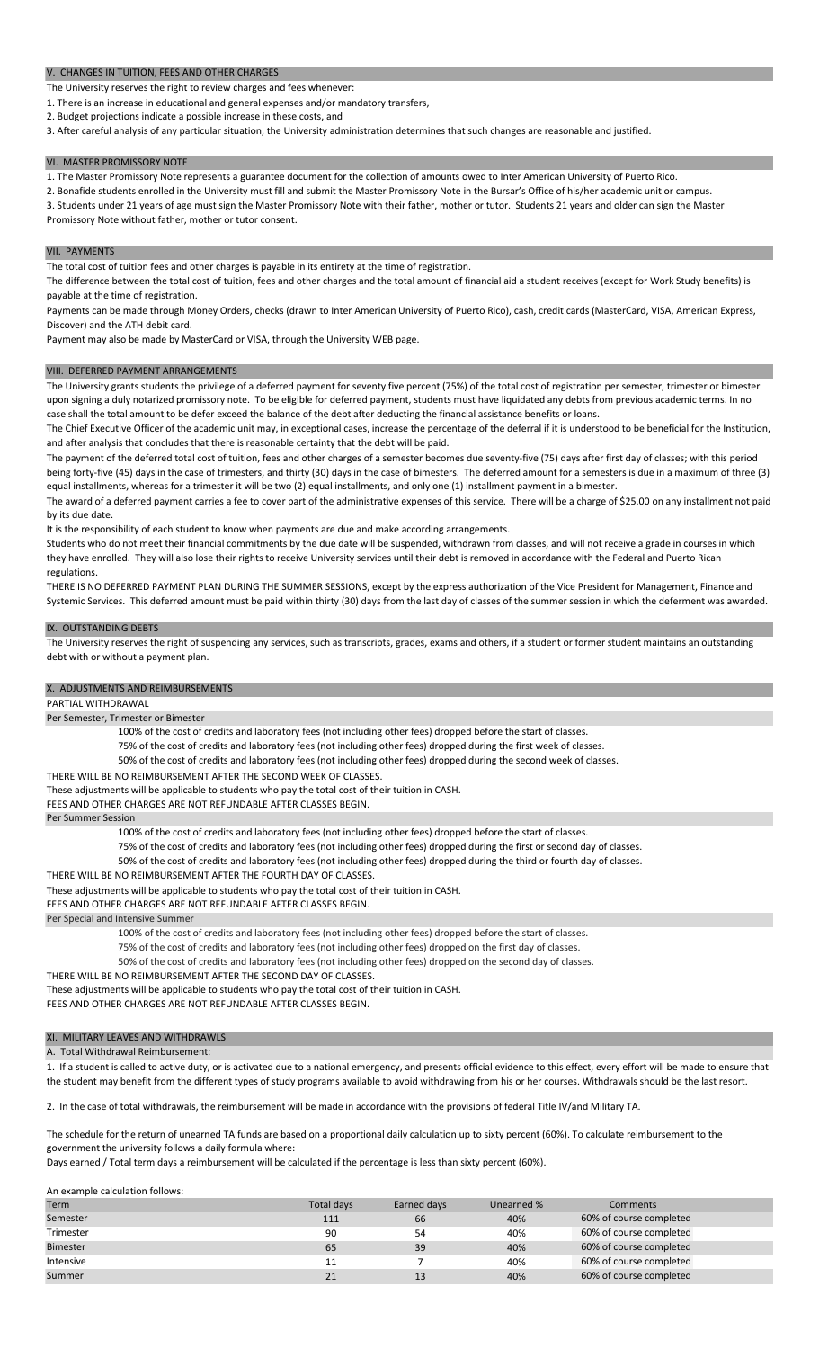## V. CHANGES IN TUITION, FEES AND OTHER CHARGES

The University reserves the right to review charges and fees whenever:

1. There is an increase in educational and general expenses and/or mandatory transfers,
2. Budget projections indicate a possible increase in these costs, and
3. After careful analysis of any particular situation, the University administration determines that such changes are reasonable and justified.

## VI. MASTER PROMISSORY NOTE

1. The Master Promissory Note represents a guarantee document for the collection of amounts owed to Inter American University of Puerto Rico.
2. Bonafide students enrolled in the University must fill and submit the Master Promissory Note in the Bursar's Office of his/her academic unit or campus.
3. Students under 21 years of age must sign the Master Promissory Note with their father, mother or tutor. Students 21 years and older can sign the Master Promissory Note without father, mother or tutor consent.

## VII. PAYMENTS

The total cost of tuition fees and other charges is payable in its entirety at the time of registration.

The difference between the total cost of tuition, fees and other charges and the total amount of financial aid a student receives (except for Work Study benefits) is payable at the time of registration.

Payments can be made through Money Orders, checks (drawn to Inter American University of Puerto Rico), cash, credit cards (MasterCard, VISA, American Express, Discover) and the ATH debit card.

Payment may also be made by MasterCard or VISA, through the University WEB page.

## VIII. DEFERRED PAYMENT ARRANGEMENTS

The University grants students the privilege of a deferred payment for seventy five percent (75%) of the total cost of registration per semester, trimester or bimester upon signing a duly notarized promissory note. To be eligible for deferred payment, students must have liquidated any debts from previous academic terms. In no case shall the total amount to be defer exceed the balance of the debt after deducting the financial assistance benefits or loans.

The Chief Executive Officer of the academic unit may, in exceptional cases, increase the percentage of the deferral if it is understood to be beneficial for the Institution, and after analysis that concludes that there is reasonable certainty that the debt will be paid.

The payment of the deferred total cost of tuition, fees and other charges of a semester becomes due seventy-five (75) days after first day of classes; with this period being forty-five (45) days in the case of trimesters, and thirty (30) days in the case of bimesters. The deferred amount for a semesters is due in a maximum of three (3) equal installments, whereas for a trimester it will be two (2) equal installments, and only one (1) installment payment in a bimester.

The award of a deferred payment carries a fee to cover part of the administrative expenses of this service. There will be a charge of $25.00 on any installment not paid by its due date.

It is the responsibility of each student to know when payments are due and make according arrangements.

Students who do not meet their financial commitments by the due date will be suspended, withdrawn from classes, and will not receive a grade in courses in which they have enrolled. They will also lose their rights to receive University services until their debt is removed in accordance with the Federal and Puerto Rican regulations.

THERE IS NO DEFERRED PAYMENT PLAN DURING THE SUMMER SESSIONS, except by the express authorization of the Vice President for Management, Finance and Systemic Services. This deferred amount must be paid within thirty (30) days from the last day of classes of the summer session in which the deferment was awarded.

## IX. OUTSTANDING DEBTS

The University reserves the right of suspending any services, such as transcripts, grades, exams and others, if a student or former student maintains an outstanding debt with or without a payment plan.

## X. ADJUSTMENTS AND REIMBURSEMENTS

PARTIAL WITHDRAWAL

### Per Semester, Trimester or Bimester

100% of the cost of credits and laboratory fees (not including other fees) dropped before the start of classes.

75% of the cost of credits and laboratory fees (not including other fees) dropped during the first week of classes.

50% of the cost of credits and laboratory fees (not including other fees) dropped during the second week of classes.

THERE WILL BE NO REIMBURSEMENT AFTER THE SECOND WEEK OF CLASSES.

These adjustments will be applicable to students who pay the total cost of their tuition in CASH.

FEES AND OTHER CHARGES ARE NOT REFUNDABLE AFTER CLASSES BEGIN.

### Per Summer Session

100% of the cost of credits and laboratory fees (not including other fees) dropped before the start of classes.

75% of the cost of credits and laboratory fees (not including other fees) dropped during the first or second day of classes.

50% of the cost of credits and laboratory fees (not including other fees) dropped during the third or fourth day of classes.

THERE WILL BE NO REIMBURSEMENT AFTER THE FOURTH DAY OF CLASSES.

These adjustments will be applicable to students who pay the total cost of their tuition in CASH.

FEES AND OTHER CHARGES ARE NOT REFUNDABLE AFTER CLASSES BEGIN.

### Per Special and Intensive Summer

100% of the cost of credits and laboratory fees (not including other fees) dropped before the start of classes.

75% of the cost of credits and laboratory fees (not including other fees) dropped on the first day of classes.

50% of the cost of credits and laboratory fees (not including other fees) dropped on the second day of classes.

THERE WILL BE NO REIMBURSEMENT AFTER THE SECOND DAY OF CLASSES.

These adjustments will be applicable to students who pay the total cost of their tuition in CASH.

FEES AND OTHER CHARGES ARE NOT REFUNDABLE AFTER CLASSES BEGIN.

## XI. MILITARY LEAVES AND WITHDRAWLS

A. Total Withdrawal Reimbursement:

1. If a student is called to active duty, or is activated due to a national emergency, and presents official evidence to this effect, every effort will be made to ensure that the student may benefit from the different types of study programs available to avoid withdrawing from his or her courses. Withdrawals should be the last resort.

2. In the case of total withdrawals, the reimbursement will be made in accordance with the provisions of federal Title IV/and Military TA.

The schedule for the return of unearned TA funds are based on a proportional daily calculation up to sixty percent (60%). To calculate reimbursement to the government the university follows a daily formula where:

Days earned / Total term days a reimbursement will be calculated if the percentage is less than sixty percent (60%).

An example calculation follows:

| Term | Total days | Earned days | Unearned % | Comments |
|---|---|---|---|---|
| Semester | 111 | 66 | 40% | 60% of course completed |
| Trimester | 90 | 54 | 40% | 60% of course completed |
| Bimester | 65 | 39 | 40% | 60% of course completed |
| Intensive | 11 | 7 | 40% | 60% of course completed |
| Summer | 21 | 13 | 40% | 60% of course completed |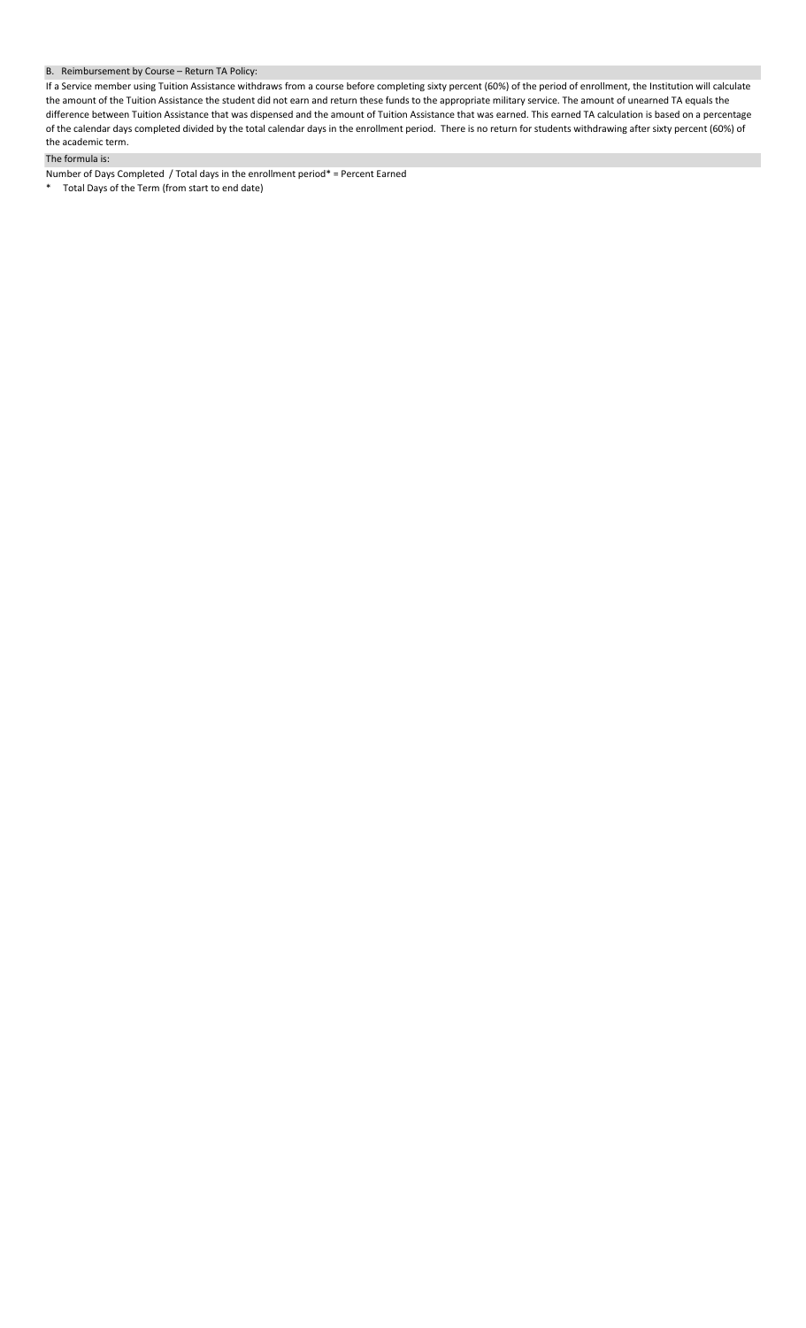### B. Reimbursement by Course – Return TA Policy:

If a Service member using Tuition Assistance withdraws from a course before completing sixty percent (60%) of the period of enrollment, the Institution will calculate the amount of the Tuition Assistance the student did not earn and return these funds to the appropriate military service. The amount of unearned TA equals the difference between Tuition Assistance that was dispensed and the amount of Tuition Assistance that was earned. This earned TA calculation is based on a percentage of the calendar days completed divided by the total calendar days in the enrollment period. There is no return for students withdrawing after sixty percent (60%) of the academic term.

### The formula is:

Number of Days Completed / Total days in the enrollment period* = Percent Earned

* Total Days of the Term (from start to end date)